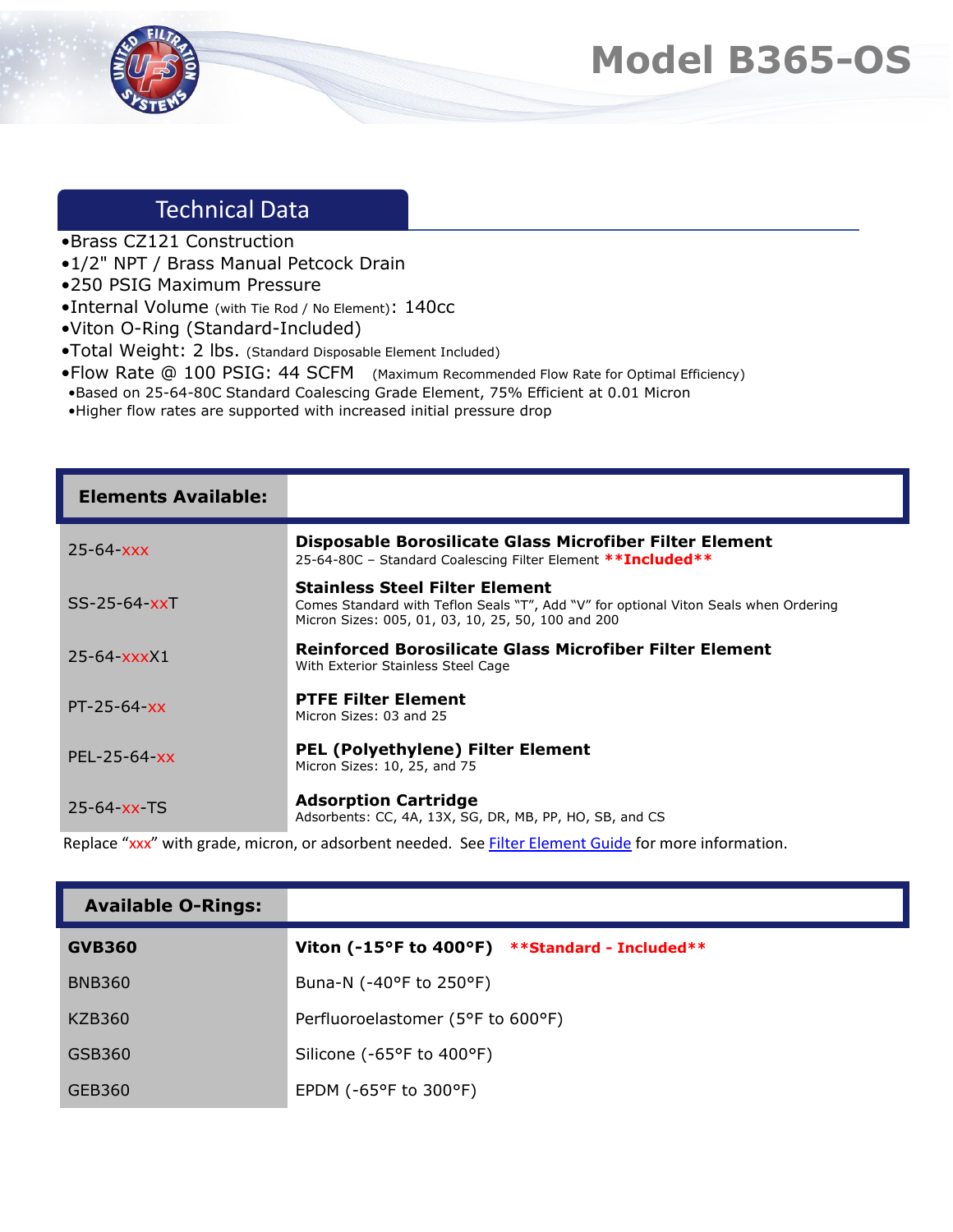# Model B365-OS

## Technical Data

- Brass CZ121 Construction
- 1/2" NPT / Brass Manual Petcock Drain
- 250 PSIG Maximum Pressure
- Internal Volume (with Tie Rod / No Element): 140cc
- Viton O-Ring (Standard-Included)
- Total Weight: 2 lbs. (Standard Disposable Element Included)
- Flow Rate @ 100 PSIG: 44 SCFM (Maximum Recommended Flow Rate for Optimal Efficiency)
  - Based on 25-64-80C Standard Coalescing Grade Element, 75% Efficient at 0.01 Micron
  - Higher flow rates are supported with increased initial pressure drop

| Elements Available: | |
|---|---|
| 25-64-xxx | **Disposable Borosilicate Glass Microfiber Filter Element**<br>25-64-80C – Standard Coalescing Filter Element **\*\*Included\*\*** |
| SS-25-64-xxT | **Stainless Steel Filter Element**<br>Comes Standard with Teflon Seals "T", Add "V" for optional Viton Seals when Ordering<br>Micron Sizes: 005, 01, 03, 10, 25, 50, 100 and 200 |
| 25-64-xxxX1 | **Reinforced Borosilicate Glass Microfiber Filter Element**<br>With Exterior Stainless Steel Cage |
| PT-25-64-xx | **PTFE Filter Element**<br>Micron Sizes: 03 and 25 |
| PEL-25-64-xx | **PEL (Polyethylene) Filter Element**<br>Micron Sizes: 10, 25, and 75 |
| 25-64-xx-TS | **Adsorption Cartridge**<br>Adsorbents: CC, 4A, 13X, SG, DR, MB, PP, HO, SB, and CS |

Replace "xxx" with grade, micron, or adsorbent needed. See Filter Element Guide for more information.

| Available O-Rings: | |
|---|---|
| **GVB360** | **Viton (-15°F to 400°F)** **\*\*Standard - Included\*\*** |
| BNB360 | Buna-N (-40°F to 250°F) |
| KZB360 | Perfluoroelastomer (5°F to 600°F) |
| GSB360 | Silicone (-65°F to 400°F) |
| GEB360 | EPDM (-65°F to 300°F) |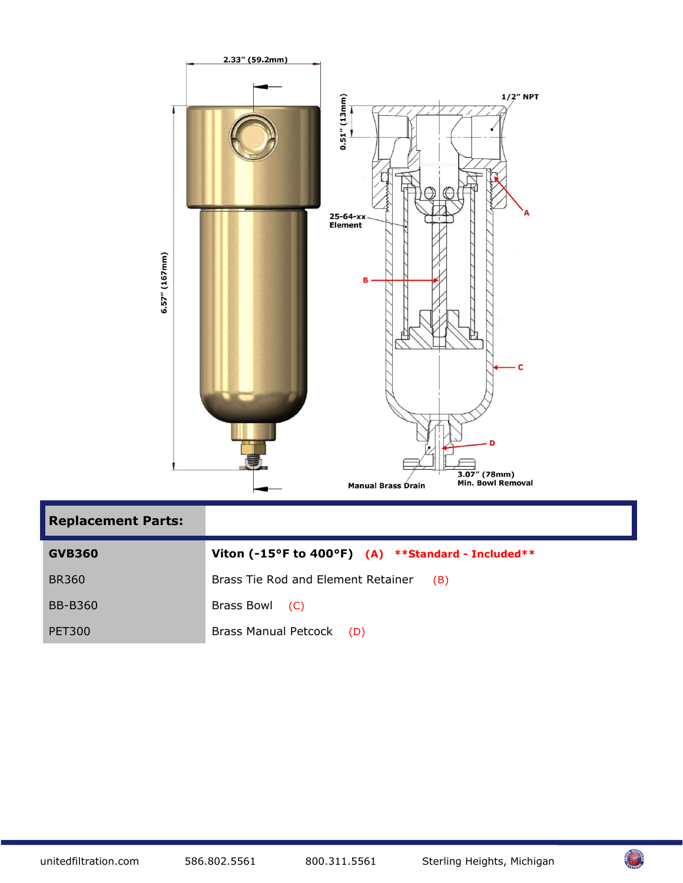2.33" (59.2mm)

6.57" (167mm)

0.51" (13mm)

1/2" NPT

25-64-xx
Element

A

B

C

D

Manual Brass Drain

3.07" (78mm)
Min. Bowl Removal

| **Replacement Parts:** | |
|---|---|
| **GVB360** | **Viton (-15°F to 400°F)** **(A)** **\*\*Standard - Included\*\*** |
| BR360 | Brass Tie Rod and Element Retainer (B) |
| BB-B360 | Brass Bowl (C) |
| PET300 | Brass Manual Petcock (D) |

unitedfiltration.com 586.802.5561 800.311.5561 Sterling Heights, Michigan